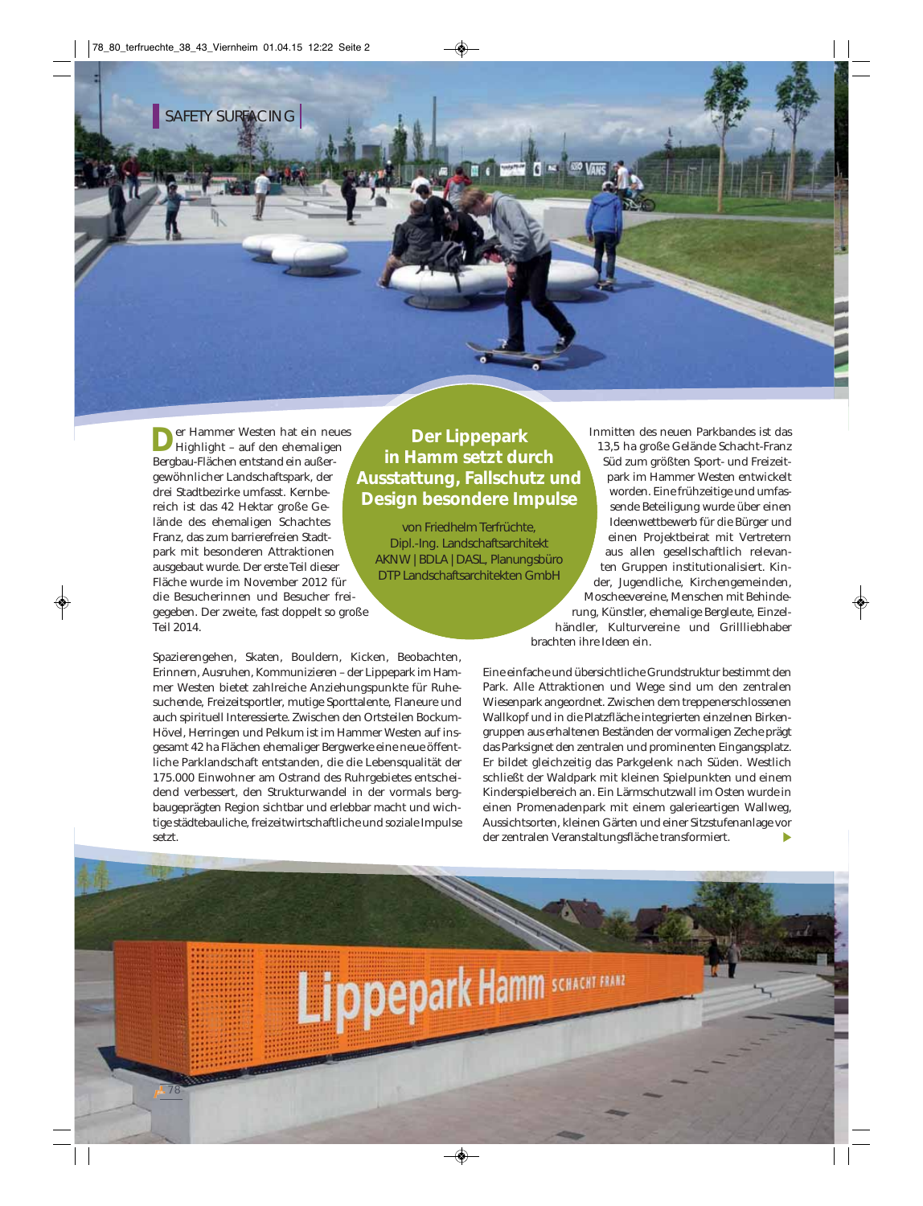SAFETY SURFACING

# Der Lippepark in Hamm setzt durch Ausstattung, Fallschutz und Design besondere Impulse

von Friedhelm Terfrüchte, Dipl.-Ing. Landschaftsarchitekt AKNW | BDLA | DASL, Planungsbüro DTP Landschaftsarchitekten GmbH

Der Hammer Westen hat ein neues Highlight – auf den ehemaligen Bergbau-Flächen entstand ein außergewöhnlicher Landschaftspark, der drei Stadtbezirke umfasst. Kernbereich ist das 42 Hektar große Gelände des ehemaligen Schachtes Franz, das zum barrierefreien Stadtpark mit besonderen Attraktionen ausgebaut wurde. Der erste Teil dieser Fläche wurde im November 2012 für die Besucherinnen und Besucher freigegeben. Der zweite, fast doppelt so große Teil 2014.

Spazierengehen, Skaten, Bouldern, Kicken, Beobachten, Erinnern, Ausruhen, Kommunizieren – der Lippepark im Hammer Westen bietet zahlreiche Anziehungspunkte für Ruhesuchende, Freizeitsportler, mutige Sporttalente, Flaneure und auch spirituell Interessierte. Zwischen den Ortsteilen Bockum-Hövel, Herringen und Pelkum ist im Hammer Westen auf insgesamt 42 ha Flächen ehemaliger Bergwerke eine neue öffentliche Parklandschaft entstanden, die die Lebensqualität der 175.000 Einwohner am Ostrand des Ruhrgebietes entscheidend verbessert, den Strukturwandel in der vormals bergbaugeprägten Region sichtbar und erlebbar macht und wichtige städtebauliche, freizeitwirtschaftliche und soziale Impulse setzt.

Inmitten des neuen Parkbandes ist das 13,5 ha große Gelände Schacht-Franz Süd zum größten Sport- und Freizeitpark im Hammer Westen entwickelt worden. Eine frühzeitige und umfassende Beteiligung wurde über einen Ideenwettbewerb für die Bürger und einen Projektbeirat mit Vertretern aus allen gesellschaftlich relevanten Gruppen institutionalisiert. Kinder, Jugendliche, Kirchengemeinden, Moscheevereine, Menschen mit Behinderung, Künstler, ehemalige Bergleute, Einzelhändler, Kulturvereine und Grillliebhaber brachten ihre Ideen ein.

Eine einfache und übersichtliche Grundstruktur bestimmt den Park. Alle Attraktionen und Wege sind um den zentralen Wiesenpark angeordnet. Zwischen dem treppenerschlossenen Wallkopf und in die Platzfläche integrierten einzelnen Birkengruppen aus erhaltenen Beständen der vormaligen Zeche prägt das Parksignet den zentralen und prominenten Eingangsplatz. Er bildet gleichzeitig das Parkgelenk nach Süden. Westlich schließt der Waldpark mit kleinen Spielpunkten und einem Kinderspielbereich an. Ein Lärmschutzwall im Osten wurde in einen Promenadenpark mit einem galerieartigen Wallweg, Aussichtsorten, kleinen Gärten und einer Sitzstufenanlage vor der zentralen Veranstaltungsfläche transformiert.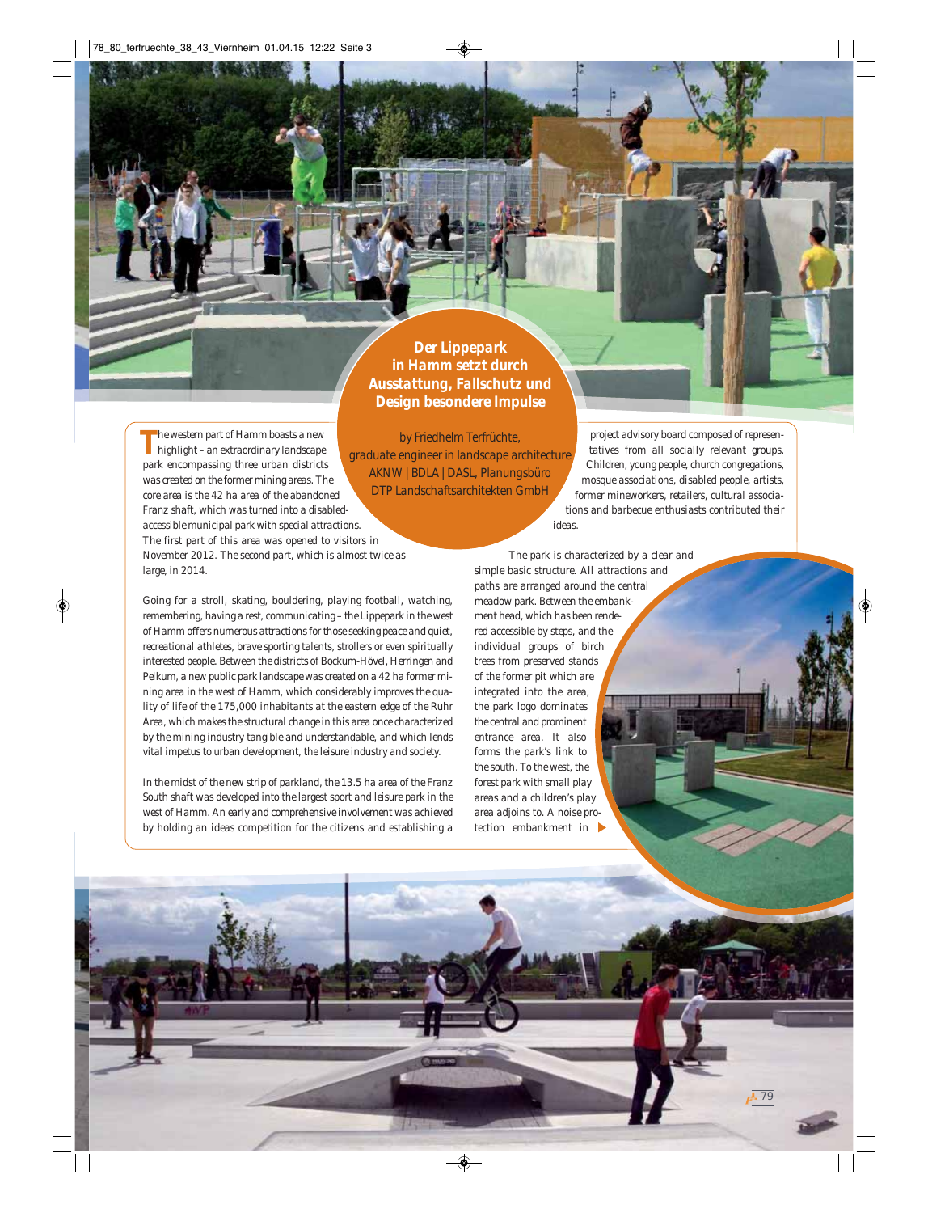## Der Lippepark in Hamm setzt durch Ausstattung, Fallschutz und Design besondere Impulse

by Friedhelm Terfrüchte, graduate engineer in landscape architecture AKNW | BDLA | DASL, Planungsbüro DTP Landschaftsarchitekten GmbH

The western part of Hamm boasts a new highlight – an extraordinary landscape park encompassing three urban districts was created on the former mining areas. The core area is the 42 ha area of the abandoned Franz shaft, which was turned into a disabled-accessible municipal park with special attractions. The first part of this area was opened to visitors in November 2012. The second part, which is almost twice as large, in 2014.

Going for a stroll, skating, bouldering, playing football, watching, remembering, having a rest, communicating – the Lippepark in the west of Hamm offers numerous attractions for those seeking peace and quiet, recreational athletes, brave sporting talents, strollers or even spiritually interested people. Between the districts of Bockum-Hövel, Herringen and Pelkum, a new public park landscape was created on a 42 ha former mining area in the west of Hamm, which considerably improves the quality of life of the 175,000 inhabitants at the eastern edge of the Ruhr Area, which makes the structural change in this area once characterized by the mining industry tangible and understandable, and which lends vital impetus to urban development, the leisure industry and society.

In the midst of the new strip of parkland, the 13.5 ha area of the Franz South shaft was developed into the largest sport and leisure park in the west of Hamm. An early and comprehensive involvement was achieved by holding an ideas competition for the citizens and establishing a project advisory board composed of representatives from all socially relevant groups. Children, young people, church congregations, mosque associations, disabled people, artists, former mineworkers, retailers, cultural associations and barbecue enthusiasts contributed their ideas.

The park is characterized by a clear and simple basic structure. All attractions and paths are arranged around the central meadow park. Between the embankment head, which has been rendered accessible by steps, and the individual groups of birch trees from preserved stands of the former pit which are integrated into the area, the park logo dominates the central and prominent entrance area. It also forms the park's link to the south. To the west, the forest park with small play areas and a children's play area adjoins to. A noise protection embankment in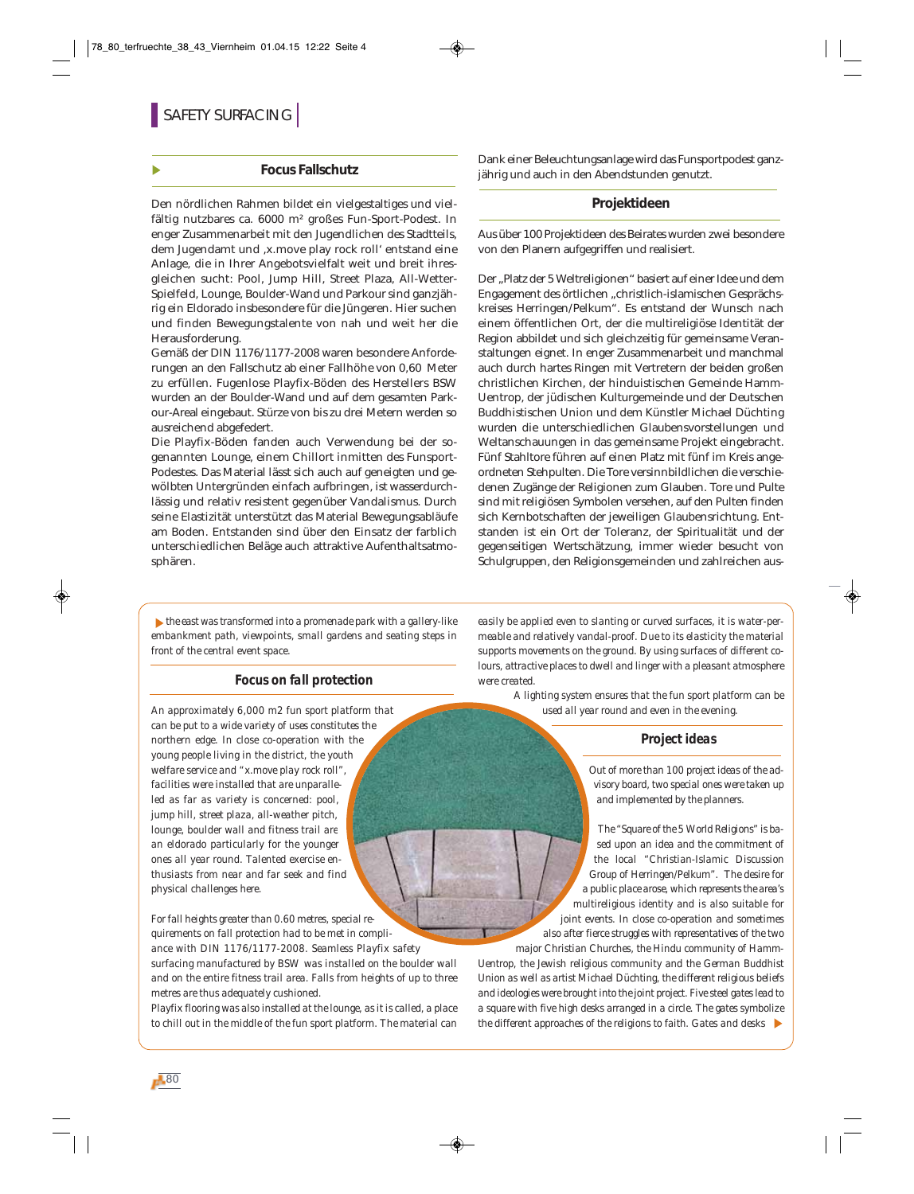## SAFETY SURFACING

### Focus Fallschutz

Den nördlichen Rahmen bildet ein vielgestaltiges und vielfältig nutzbares ca. 6000 m² großes Fun-Sport-Podest. In enger Zusammenarbeit mit den Jugendlichen des Stadtteils, dem Jugendamt und ‚x.move play rock roll' entstand eine Anlage, die in Ihrer Angebotsvielfalt weit und breit ihresgleichen sucht: Pool, Jump Hill, Street Plaza, All-Wetter-Spielfeld, Lounge, Boulder-Wand und Parkour sind ganzjährig ein Eldorado insbesondere für die Jüngeren. Hier suchen und finden Bewegungstalente von nah und weit her die Herausforderung.

Gemäß der DIN 1176/1177-2008 waren besondere Anforderungen an den Fallschutz ab einer Fallhöhe von 0,60 Meter zu erfüllen. Fugenlose Playfix-Böden des Herstellers BSW wurden an der Boulder-Wand und auf dem gesamten Parkour-Areal eingebaut. Stürze von bis zu drei Metern werden so ausreichend abgefedert.

Die Playfix-Böden fanden auch Verwendung bei der sogenannten Lounge, einem Chillort inmitten des Funsport-Podestes. Das Material lässt sich auch auf geneigten und gewölbten Untergründen einfach aufbringen, ist wasserdurchlässig und relativ resistent gegenüber Vandalismus. Durch seine Elastizität unterstützt das Material Bewegungsabläufe am Boden. Entstanden sind über den Einsatz der farblich unterschiedlichen Beläge auch attraktive Aufenthaltsatmosphären.

Dank einer Beleuchtungsanlage wird das Funsportpodest ganzjährig und auch in den Abendstunden genutzt.

### Projektideen

Aus über 100 Projektideen des Beirates wurden zwei besondere von den Planern aufgegriffen und realisiert.

Der „Platz der 5 Weltreligionen" basiert auf einer Idee und dem Engagement des örtlichen „christlich-islamischen Gesprächskreises Herringen/Pelkum". Es entstand der Wunsch nach einem öffentlichen Ort, der die multireligiöse Identität der Region abbildet und sich gleichzeitig für gemeinsame Veranstaltungen eignet. In enger Zusammenarbeit und manchmal auch durch hartes Ringen mit Vertretern der beiden großen christlichen Kirchen, der hinduistischen Gemeinde Hamm-Uentrop, der jüdischen Kulturgemeinde und der Deutschen Buddhistischen Union und dem Künstler Michael Düchting wurden die unterschiedlichen Glaubensvorstellungen und Weltanschauungen in das gemeinsame Projekt eingebracht. Fünf Stahltore führen auf einen Platz mit fünf im Kreis angeordneten Stehpulten. Die Tore versinnbildlichen die verschiedenen Zugänge der Religionen zum Glauben. Tore und Pulte sind mit religiösen Symbolen versehen, auf den Pulten finden sich Kernbotschaften der jeweiligen Glaubensrichtung. Entstanden ist ein Ort der Toleranz, der Spiritualität und der gegenseitigen Wertschätzung, immer wieder besucht von Schulgruppen, den Religionsgemeinden und zahlreichen aus-

*the east was transformed into a promenade park with a gallery-like embankment path, viewpoints, small gardens and seating steps in front of the central event space.*

### *Focus on fall protection*

*An approximately 6,000 m2 fun sport platform that can be put to a wide variety of uses constitutes the northern edge. In close co-operation with the young people living in the district, the youth welfare service and "x.move play rock roll", facilities were installed that are unparalleled as far as variety is concerned: pool, jump hill, street plaza, all-weather pitch, lounge, boulder wall and fitness trail are an eldorado particularly for the younger ones all year round. Talented exercise enthusiasts from near and far seek and find physical challenges here.*

*For fall heights greater than 0.60 metres, special requirements on fall protection had to be met in compliance with DIN 1176/1177-2008. Seamless Playfix safety surfacing manufactured by BSW was installed on the boulder wall and on the entire fitness trail area. Falls from heights of up to three metres are thus adequately cushioned.*

*Playfix flooring was also installed at the lounge, as it is called, a place to chill out in the middle of the fun sport platform. The material can easily be applied even to slanting or curved surfaces, it is water-permeable and relatively vandal-proof. Due to its elasticity the material supports movements on the ground. By using surfaces of different colours, attractive places to dwell and linger with a pleasant atmosphere were created.*

*A lighting system ensures that the fun sport platform can be used all year round and even in the evening.*

### *Project ideas*

*Out of more than 100 project ideas of the advisory board, two special ones were taken up and implemented by the planners.*

*The "Square of the 5 World Religions" is based upon an idea and the commitment of the local "Christian-Islamic Discussion Group of Herringen/Pelkum". The desire for a public place arose, which represents the area's multireligious identity and is also suitable for joint events. In close co-operation and sometimes also after fierce struggles with representatives of the two major Christian Churches, the Hindu community of Hamm-Uentrop, the Jewish religious community and the German Buddhist Union as well as artist Michael Düchting, the different religious beliefs and ideologies were brought into the joint project. Five steel gates lead to a square with five high desks arranged in a circle. The gates symbolize the different approaches of the religions to faith. Gates and desks*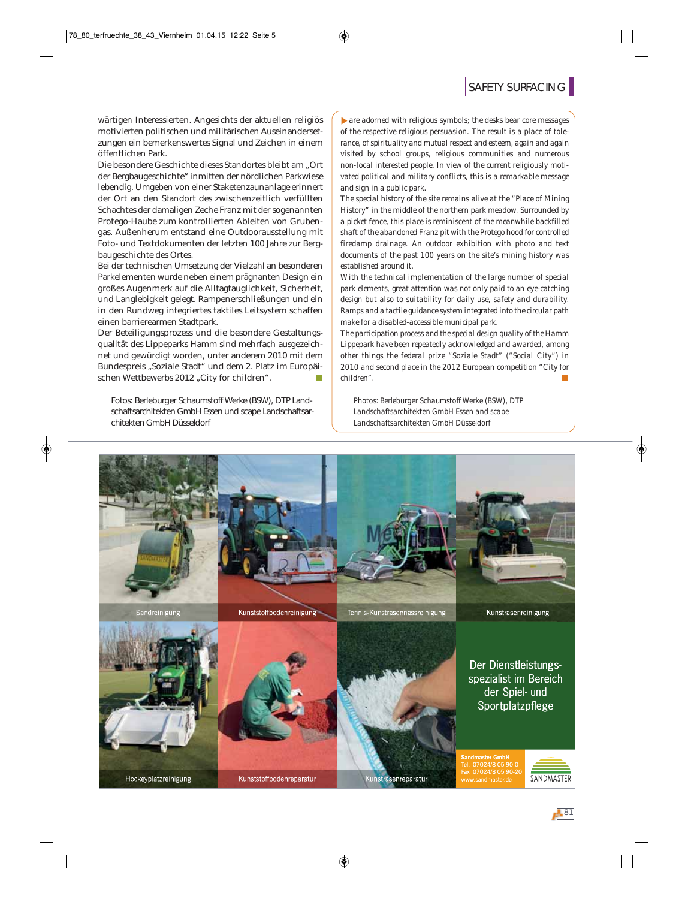wärtigen Interessierten. Angesichts der aktuellen religiös motivierten politischen und militärischen Auseinandersetzungen ein bemerkenswertes Signal und Zeichen in einem öffentlichen Park.

Die besondere Geschichte dieses Standortes bleibt am „Ort der Bergbaugeschichte" inmitten der nördlichen Parkwiese lebendig. Umgeben von einer Staketenzaunanlage erinnert der Ort an den Standort des zwischenzeitlich verfüllten Schachtes der damaligen Zeche Franz mit der sogenannten Protego-Haube zum kontrollierten Ableiten von Grubengas. Außenherum entstand eine Outdoorausstellung mit Foto- und Textdokumenten der letzten 100 Jahre zur Bergbaugeschichte des Ortes.

Bei der technischen Umsetzung der Vielzahl an besonderen Parkelementen wurde neben einem prägnanten Design ein großes Augenmerk auf die Alltagtauglichkeit, Sicherheit, und Langlebigkeit gelegt. Rampenerschließungen und ein in den Rundweg integriertes taktiles Leitsystem schaffen einen barrierearmen Stadtpark.

Der Beteiligungsprozess und die besondere Gestaltungsqualität des Lippeparks Hamm sind mehrfach ausgezeichnet und gewürdigt worden, unter anderem 2010 mit dem Bundespreis „Soziale Stadt" und dem 2. Platz im Europäischen Wettbewerbs 2012 „City for children".

Fotos: Berleburger Schaumstoff Werke (BSW), DTP Landschaftsarchitekten GmbH Essen und scape Landschaftsarchitekten GmbH Düsseldorf

are adorned with religious symbols; the desks bear core messages of the respective religious persuasion. The result is a place of tolerance, of spirituality and mutual respect and esteem, again and again visited by school groups, religious communities and numerous non-local interested people. In view of the current religiously motivated political and military conflicts, this is a remarkable message and sign in a public park.

The special history of the site remains alive at the "Place of Mining History" in the middle of the northern park meadow. Surrounded by a picket fence, this place is reminiscent of the meanwhile backfilled shaft of the abandoned Franz pit with the Protego hood for controlled firedamp drainage. An outdoor exhibition with photo and text documents of the past 100 years on the site's mining history was established around it.

With the technical implementation of the large number of special park elements, great attention was not only paid to an eye-catching design but also to suitability for daily use, safety and durability. Ramps and a tactile guidance system integrated into the circular path make for a disabled-accessible municipal park.

The participation process and the special design quality of the Hamm Lippepark have been repeatedly acknowledged and awarded, among other things the federal prize "Soziale Stadt" ("Social City") in 2010 and second place in the 2012 European competition "City for children".

Photos: Berleburger Schaumstoff Werke (BSW), DTP Landschaftsarchitekten GmbH Essen and scape Landschaftsarchitekten GmbH Düsseldorf

Sandreinigung

Kunststoffbodenreinigung

Tennis-Kunstrasennassreinigung

Kunstrasenreinigung

Hockeyplatzreinigung

Kunststoffbodenreparatur

Kunstrasenreparatur

Der Dienstleistungsspezialist im Bereich der Spiel- und Sportplatzpflege

Sandmaster GmbH
Tel. 07024/8 05 90-0
Fax 07024/8 05 90-20
www.sandmaster.de

SANDMASTER